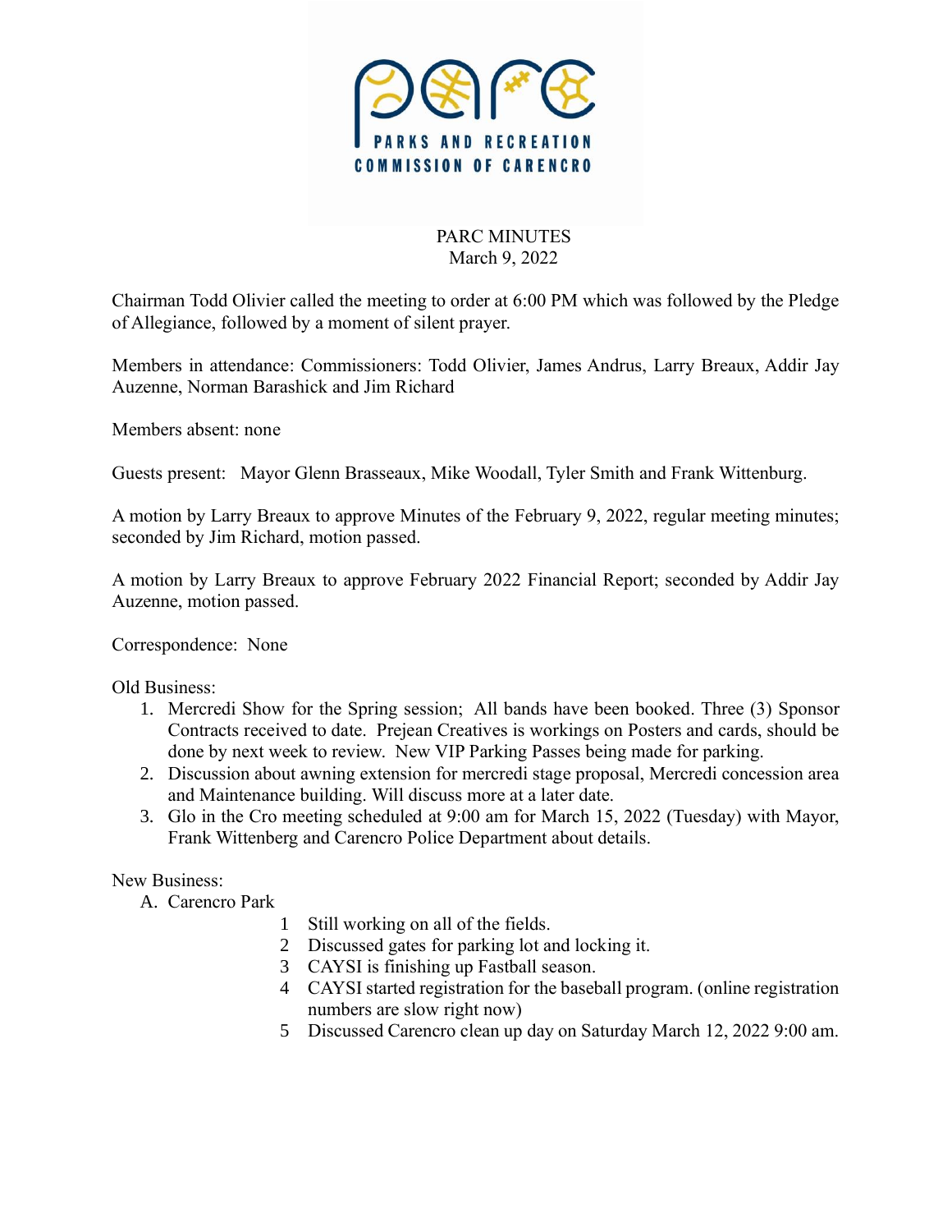PARKS AND RECREATION COMMISSION OF CARENCRO

# PARC MINUTES
March 9, 2022

Chairman Todd Olivier called the meeting to order at 6:00 PM which was followed by the Pledge of Allegiance, followed by a moment of silent prayer.

Members in attendance: Commissioners: Todd Olivier, James Andrus, Larry Breaux, Addir Jay Auzenne, Norman Barashick and Jim Richard

Members absent: none

Guests present: Mayor Glenn Brasseaux, Mike Woodall, Tyler Smith and Frank Wittenburg.

A motion by Larry Breaux to approve Minutes of the February 9, 2022, regular meeting minutes; seconded by Jim Richard, motion passed.

A motion by Larry Breaux to approve February 2022 Financial Report; seconded by Addir Jay Auzenne, motion passed.

Correspondence: None

Old Business:

1. Mercredi Show for the Spring session; All bands have been booked. Three (3) Sponsor Contracts received to date. Prejean Creatives is workings on Posters and cards, should be done by next week to review. New VIP Parking Passes being made for parking.
2. Discussion about awning extension for mercredi stage proposal, Mercredi concession area and Maintenance building. Will discuss more at a later date.
3. Glo in the Cro meeting scheduled at 9:00 am for March 15, 2022 (Tuesday) with Mayor, Frank Wittenberg and Carencro Police Department about details.

New Business:

A. Carencro Park
   1. Still working on all of the fields.
   2. Discussed gates for parking lot and locking it.
   3. CAYSI is finishing up Fastball season.
   4. CAYSI started registration for the baseball program. (online registration numbers are slow right now)
   5. Discussed Carencro clean up day on Saturday March 12, 2022 9:00 am.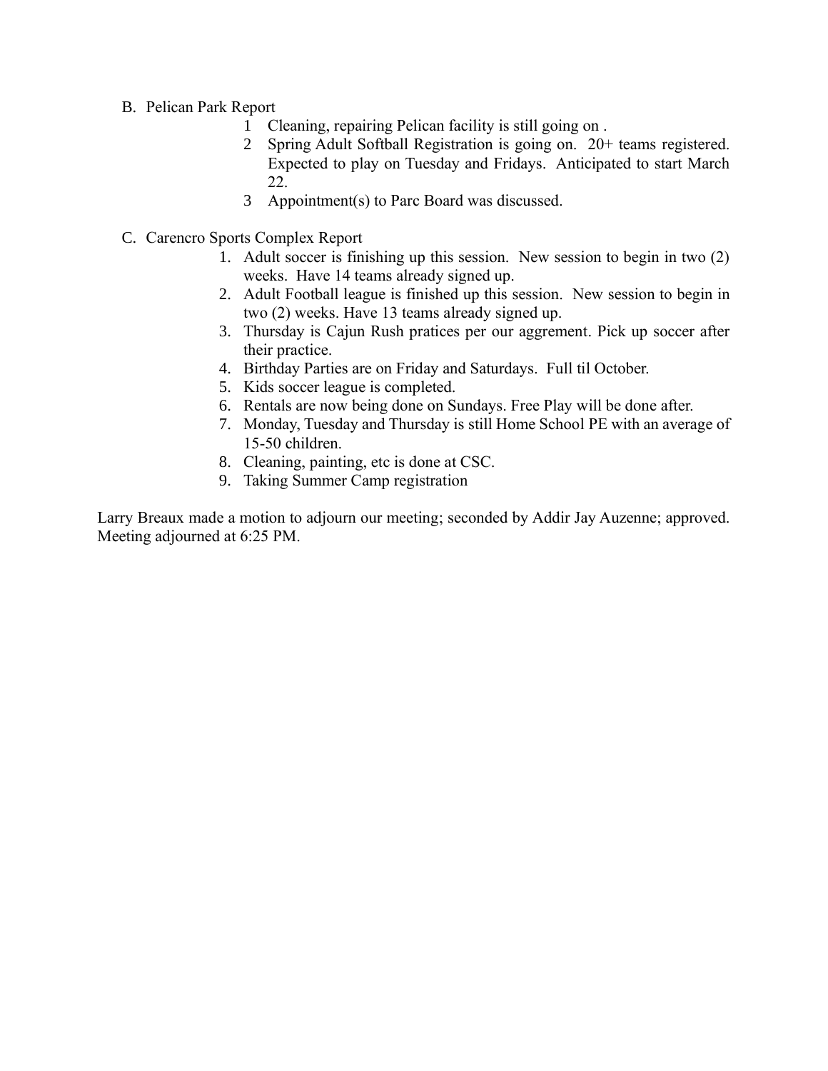B. Pelican Park Report

1. Cleaning, repairing Pelican facility is still going on .
2. Spring Adult Softball Registration is going on. 20+ teams registered. Expected to play on Tuesday and Fridays. Anticipated to start March 22.
3. Appointment(s) to Parc Board was discussed.

C. Carencro Sports Complex Report

1. Adult soccer is finishing up this session. New session to begin in two (2) weeks. Have 14 teams already signed up.
2. Adult Football league is finished up this session. New session to begin in two (2) weeks. Have 13 teams already signed up.
3. Thursday is Cajun Rush pratices per our aggrement. Pick up soccer after their practice.
4. Birthday Parties are on Friday and Saturdays. Full til October.
5. Kids soccer league is completed.
6. Rentals are now being done on Sundays. Free Play will be done after.
7. Monday, Tuesday and Thursday is still Home School PE with an average of 15-50 children.
8. Cleaning, painting, etc is done at CSC.
9. Taking Summer Camp registration

Larry Breaux made a motion to adjourn our meeting; seconded by Addir Jay Auzenne; approved. Meeting adjourned at 6:25 PM.